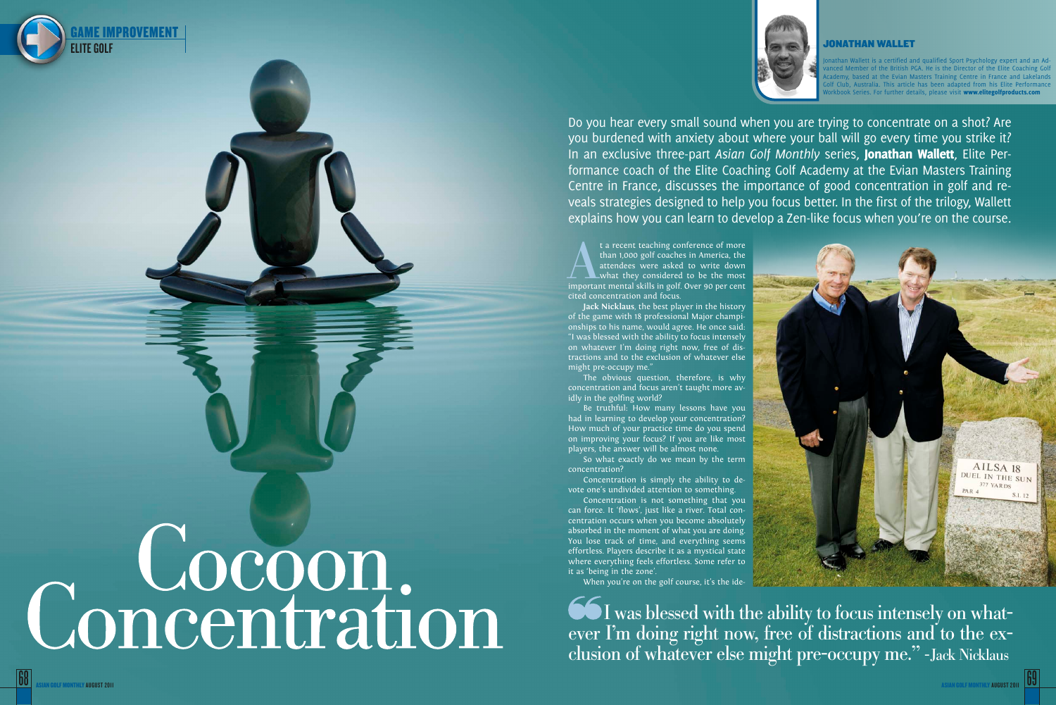# Cocoon Concentration

**JONATHAN WALLET**

Jonathan Wallett is a certified and qualified Sport Psychology expert and an Advanced Member of the British PGA. He is the Director of the Elite Coaching Golf Academy, based at the Evian Masters Training Centre in France and Lakelands Golf Club, Australia. This article has been adapted from his Elite Performance Workbook Series. For further details, please visit **www.elitegolfproducts.com**

Do you hear every small sound when you are trying to concentrate on a shot? Are you burdened with anxiety about where your ball will go every time you strike it? In an exclusive three-part *Asian Golf Monthly* series, **Jonathan Wallett**, Elite Performance coach of the Elite Coaching Golf Academy at the Evian Masters Training Centre in France, discusses the importance of good concentration in golf and reveals strategies designed to help you focus better. In the first of the trilogy, Wallett explains how you can learn to develop a Zen-like focus when you're on the course.

At a recent teaching conference of more than 1,000 golf coaches in America, the attendees were asked to write down what they considered to be the most important mental skills in golf. Over 90 per cent cited concentration and focus.

**Jack Nicklaus**, the best player in the history of the game with 18 professional Major championships to his name, would agree. He once said: "I was blessed with the ability to focus intensely on whatever I'm doing right now, free of distractions and to the exclusion of whatever else might pre-occupy me."

The obvious question, therefore, is why concentration and focus aren't taught more avidly in the golfing world?

Be truthful: How many lessons have you had in learning to develop your concentration? How much of your practice time do you spend on improving your focus? If you are like most players, the answer will be almost none.

So what exactly do we mean by the term concentration?

Concentration is simply the ability to devote one's undivided attention to something.

Concentration is not something that you can force. It 'flows', just like a river. Total concentration occurs when you become absolutely absorbed in the moment of what you are doing. You lose track of time, and everything seems effortless. Players describe it as a mystical state where everything feels effortless. Some refer to it as 'being in the zone'.

When you're on the golf course, it's the ide-

> "I was blessed with the ability to focus intensely on whatever I'm doing right now, free of distractions and to the exclusion of whatever else might pre-occupy me." -Jack Nicklaus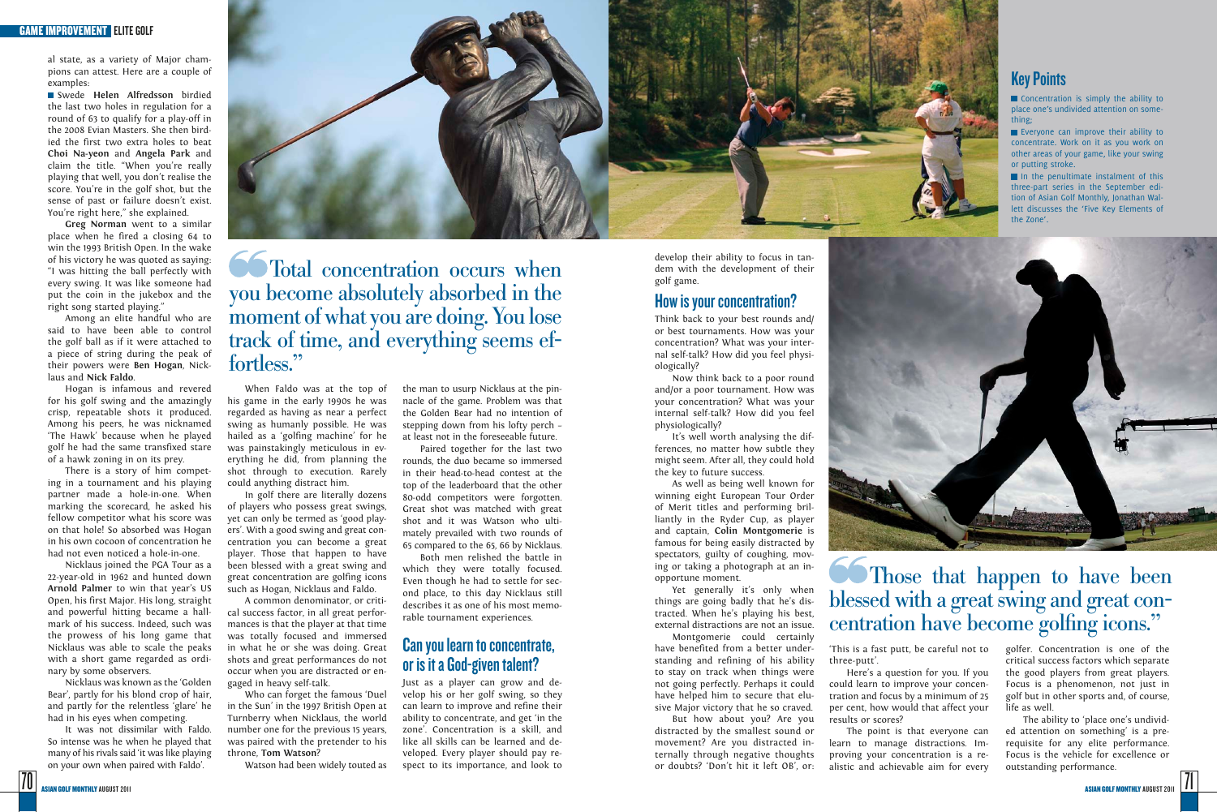al state, as a variety of Major champions can attest. Here are a couple of examples:

- Swede **Helen Alfredsson** birdied the last two holes in regulation for a round of 63 to qualify for a play-off in the 2008 Evian Masters. She then birdied the first two extra holes to beat **Choi Na-yeon** and **Angela Park** and claim the title. "When you're really playing that well, you don't realise the score. You're in the golf shot, but the sense of past or failure doesn't exist. You're right here," she explained.

**Greg Norman** went to a similar place when he fired a closing 64 to win the 1993 British Open. In the wake of his victory he was quoted as saying: "I was hitting the ball perfectly with every swing. It was like someone had put the coin in the jukebox and the right song started playing."

Among an elite handful who are said to have been able to control the golf ball as if it were attached to a piece of string during the peak of their powers were **Ben Hogan**, Nicklaus and **Nick Faldo**.

Hogan is infamous and revered for his golf swing and the amazingly crisp, repeatable shots it produced. Among his peers, he was nicknamed 'The Hawk' because when he played golf he had the same transfixed stare of a hawk zoning in on its prey.

There is a story of him competing in a tournament and his playing partner made a hole-in-one. When marking the scorecard, he asked his fellow competitor what his score was on that hole! So absorbed was Hogan in his own cocoon of concentration he had not even noticed a hole-in-one.

Nicklaus joined the PGA Tour as a 22-year-old in 1962 and hunted down **Arnold Palmer** to win that year's US Open, his first Major. His long, straight and powerful hitting became a hallmark of his success. Indeed, such was the prowess of his long game that Nicklaus was able to scale the peaks with a short game regarded as ordinary by some observers.

Nicklaus was known as the 'Golden Bear', partly for his blond crop of hair, and partly for the relentless 'glare' he had in his eyes when competing.

It was not dissimilar with Faldo. So intense was he when he played that many of his rivals said 'it was like playing on your own when paired with Faldo'.

> "Total concentration occurs when you become absolutely absorbed in the moment of what you are doing. You lose track of time, and everything seems effortless."

When Faldo was at the top of his game in the early 1990s he was regarded as having as near a perfect swing as humanly possible. He was hailed as a 'golfing machine' for he was painstakingly meticulous in everything he did, from planning the shot through to execution. Rarely could anything distract him.

In golf there are literally dozens of players who possess great swings, yet can only be termed as 'good players'. With a good swing and great concentration you can become a great player. Those that happen to have been blessed with a great swing and great concentration are golfing icons such as Hogan, Nicklaus and Faldo.

A common denominator, or critical success factor, in all great performances is that the player at that time was totally focused and immersed in what he or she was doing. Great shots and great performances do not occur when you are distracted or engaged in heavy self-talk.

Who can forget the famous 'Duel in the Sun' in the 1997 British Open at Turnberry when Nicklaus, the world number one for the previous 15 years, was paired with the pretender to his throne, **Tom Watson**?

Watson had been widely touted as the man to usurp Nicklaus at the pinnacle of the game. Problem was that the Golden Bear had no intention of stepping down from his lofty perch – at least not in the foreseeable future.

Paired together for the last two rounds, the duo became so immersed in their head-to-head contest at the top of the leaderboard that the other 80-odd competitors were forgotten. Great shot was matched with great shot and it was Watson who ultimately prevailed with two rounds of 65 compared to the 65, 66 by Nicklaus.

Both men relished the battle in which they were totally focused. Even though he had to settle for second place, to this day Nicklaus still describes it as one of his most memorable tournament experiences.

## Can you learn to concentrate, or is it a God-given talent?

Just as a player can grow and develop his or her golf swing, so they can learn to improve and refine their ability to concentrate, and get 'in the zone'. Concentration is a skill, and like all skills can be learned and developed. Every player should pay respect to its importance, and look to develop their ability to focus in tandem with the development of their golf game.

## How is your concentration?

Think back to your best rounds and/or best tournaments. How was your concentration? What was your internal self-talk? How did you feel physiologically?

Now think back to a poor round and/or a poor tournament. How was your concentration? What was your internal self-talk? How did you feel physiologically?

It's well worth analysing the differences, no matter how subtle they might seem. After all, they could hold the key to future success.

As well as being well known for winning eight European Tour Order of Merit titles and performing brilliantly in the Ryder Cup, as player and captain, **Colin Montgomerie** is famous for being easily distracted by spectators, guilty of coughing, moving or taking a photograph at an inopportune moment.

Yet generally it's only when things are going badly that he's distracted. When he's playing his best, external distractions are not an issue.

Montgomerie could certainly have benefited from a better understanding and refining of his ability to stay on track when things were not going perfectly. Perhaps it could have helped him to secure that elusive Major victory that he so craved.

But how about you? Are you distracted by the smallest sound or movement? Are you distracted internally through negative thoughts or doubts? 'Don't hit it left OB', or: 'This is a fast putt, be careful not to three-putt'.

Here's a question for you. If you could learn to improve your concentration and focus by a minimum of 25 per cent, how would that affect your results or scores?

The point is that everyone can learn to manage distractions. Improving your concentration is a realistic and achievable aim for every golfer. Concentration is one of the critical success factors which separate the good players from great players. Focus is a phenomenon, not just in golf but in other sports and, of course, life as well.

The ability to 'place one's undivided attention on something' is a prerequisite for any elite performance. Focus is the vehicle for excellence or outstanding performance.

> "Those that happen to have been blessed with a great swing and great concentration have become golfing icons."

## Key Points

- Concentration is simply the ability to place one's undivided attention on something;
- Everyone can improve their ability to concentrate. Work on it as you work on other areas of your game, like your swing or putting stroke.
- In the penultimate instalment of this three-part series in the September edition of Asian Golf Monthly, Jonathan Wallett discusses the 'Five Key Elements of the Zone'.